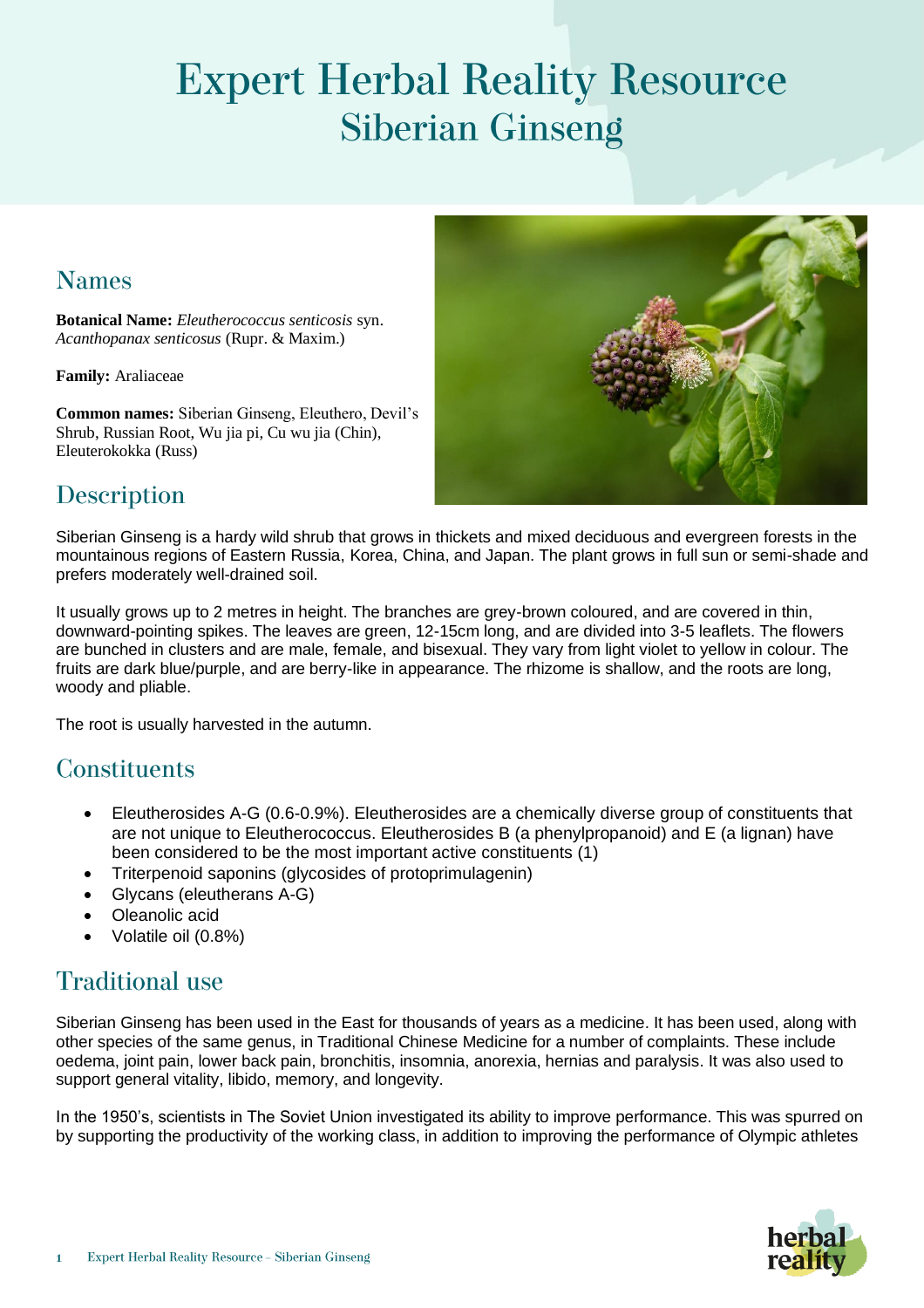# Expert Herbal Reality Resource
## Siberian Ginseng

## Names

**Botanical Name:** *Eleutherococcus senticosis* syn. *Acanthopanax senticosus* (Rupr. & Maxim.)

**Family:** Araliaceae

**Common names:** Siberian Ginseng, Eleuthero, Devil's Shrub, Russian Root, Wu jia pi, Cu wu jia (Chin), Eleuterokokka (Russ)

## Description

Siberian Ginseng is a hardy wild shrub that grows in thickets and mixed deciduous and evergreen forests in the mountainous regions of Eastern Russia, Korea, China, and Japan. The plant grows in full sun or semi-shade and prefers moderately well-drained soil.

It usually grows up to 2 metres in height. The branches are grey-brown coloured, and are covered in thin, downward-pointing spikes. The leaves are green, 12-15cm long, and are divided into 3-5 leaflets. The flowers are bunched in clusters and are male, female, and bisexual. They vary from light violet to yellow in colour. The fruits are dark blue/purple, and are berry-like in appearance. The rhizome is shallow, and the roots are long, woody and pliable.

The root is usually harvested in the autumn.

## Constituents

- Eleutherosides A-G (0.6-0.9%). Eleutherosides are a chemically diverse group of constituents that are not unique to Eleutherococcus. Eleutherosides B (a phenylpropanoid) and E (a lignan) have been considered to be the most important active constituents (1)
- Triterpenoid saponins (glycosides of protoprimulagenin)
- Glycans (eleutherans A-G)
- Oleanolic acid
- Volatile oil (0.8%)

## Traditional use

Siberian Ginseng has been used in the East for thousands of years as a medicine. It has been used, along with other species of the same genus, in Traditional Chinese Medicine for a number of complaints. These include oedema, joint pain, lower back pain, bronchitis, insomnia, anorexia, hernias and paralysis. It was also used to support general vitality, libido, memory, and longevity.

In the 1950's, scientists in The Soviet Union investigated its ability to improve performance. This was spurred on by supporting the productivity of the working class, in addition to improving the performance of Olympic athletes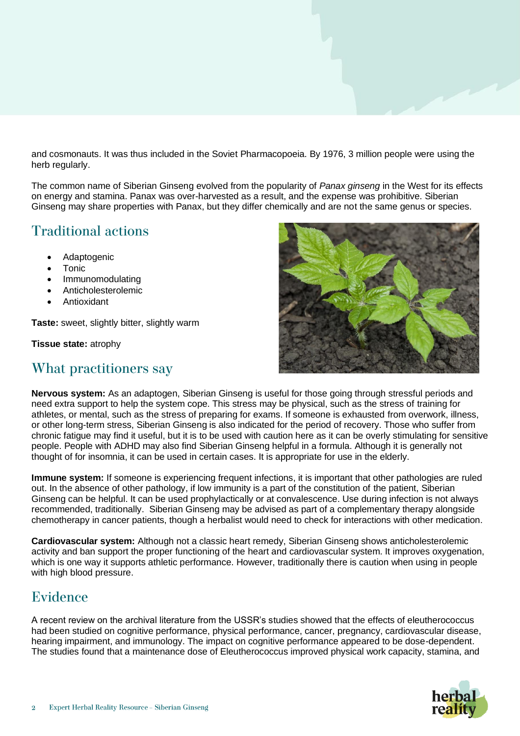and cosmonauts. It was thus included in the Soviet Pharmacopoeia. By 1976, 3 million people were using the herb regularly.

The common name of Siberian Ginseng evolved from the popularity of *Panax ginseng* in the West for its effects on energy and stamina. Panax was over-harvested as a result, and the expense was prohibitive. Siberian Ginseng may share properties with Panax, but they differ chemically and are not the same genus or species.

## Traditional actions

- Adaptogenic
- Tonic
- Immunomodulating
- Anticholesterolemic
- Antioxidant

**Taste:** sweet, slightly bitter, slightly warm

**Tissue state:** atrophy

## What practitioners say

**Nervous system:** As an adaptogen, Siberian Ginseng is useful for those going through stressful periods and need extra support to help the system cope. This stress may be physical, such as the stress of training for athletes, or mental, such as the stress of preparing for exams. If someone is exhausted from overwork, illness, or other long-term stress, Siberian Ginseng is also indicated for the period of recovery. Those who suffer from chronic fatigue may find it useful, but it is to be used with caution here as it can be overly stimulating for sensitive people. People with ADHD may also find Siberian Ginseng helpful in a formula. Although it is generally not thought of for insomnia, it can be used in certain cases. It is appropriate for use in the elderly.

**Immune system:** If someone is experiencing frequent infections, it is important that other pathologies are ruled out. In the absence of other pathology, if low immunity is a part of the constitution of the patient, Siberian Ginseng can be helpful. It can be used prophylactically or at convalescence. Use during infection is not always recommended, traditionally. Siberian Ginseng may be advised as part of a complementary therapy alongside chemotherapy in cancer patients, though a herbalist would need to check for interactions with other medication.

**Cardiovascular system:** Although not a classic heart remedy, Siberian Ginseng shows anticholesterolemic activity and ban support the proper functioning of the heart and cardiovascular system. It improves oxygenation, which is one way it supports athletic performance. However, traditionally there is caution when using in people with high blood pressure.

## Evidence

A recent review on the archival literature from the USSR's studies showed that the effects of eleutherococcus had been studied on cognitive performance, physical performance, cancer, pregnancy, cardiovascular disease, hearing impairment, and immunology. The impact on cognitive performance appeared to be dose-dependent. The studies found that a maintenance dose of Eleutherococcus improved physical work capacity, stamina, and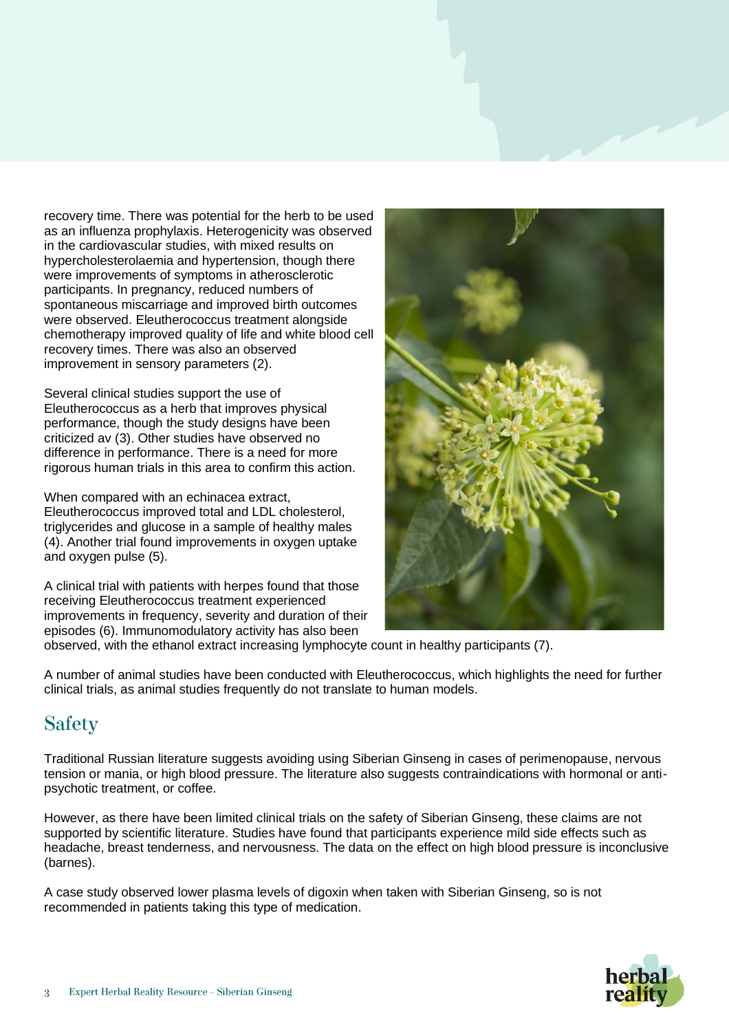recovery time. There was potential for the herb to be used as an influenza prophylaxis. Heterogenicity was observed in the cardiovascular studies, with mixed results on hypercholesterolaemia and hypertension, though there were improvements of symptoms in atherosclerotic participants. In pregnancy, reduced numbers of spontaneous miscarriage and improved birth outcomes were observed. Eleutherococcus treatment alongside chemotherapy improved quality of life and white blood cell recovery times. There was also an observed improvement in sensory parameters (2).

Several clinical studies support the use of Eleutherococcus as a herb that improves physical performance, though the study designs have been criticized av (3). Other studies have observed no difference in performance. There is a need for more rigorous human trials in this area to confirm this action.

When compared with an echinacea extract, Eleutherococcus improved total and LDL cholesterol, triglycerides and glucose in a sample of healthy males (4). Another trial found improvements in oxygen uptake and oxygen pulse (5).

A clinical trial with patients with herpes found that those receiving Eleutherococcus treatment experienced improvements in frequency, severity and duration of their episodes (6). Immunomodulatory activity has also been observed, with the ethanol extract increasing lymphocyte count in healthy participants (7).

A number of animal studies have been conducted with Eleutherococcus, which highlights the need for further clinical trials, as animal studies frequently do not translate to human models.

## Safety

Traditional Russian literature suggests avoiding using Siberian Ginseng in cases of perimenopause, nervous tension or mania, or high blood pressure. The literature also suggests contraindications with hormonal or anti-psychotic treatment, or coffee.

However, as there have been limited clinical trials on the safety of Siberian Ginseng, these claims are not supported by scientific literature. Studies have found that participants experience mild side effects such as headache, breast tenderness, and nervousness. The data on the effect on high blood pressure is inconclusive (barnes).

A case study observed lower plasma levels of digoxin when taken with Siberian Ginseng, so is not recommended in patients taking this type of medication.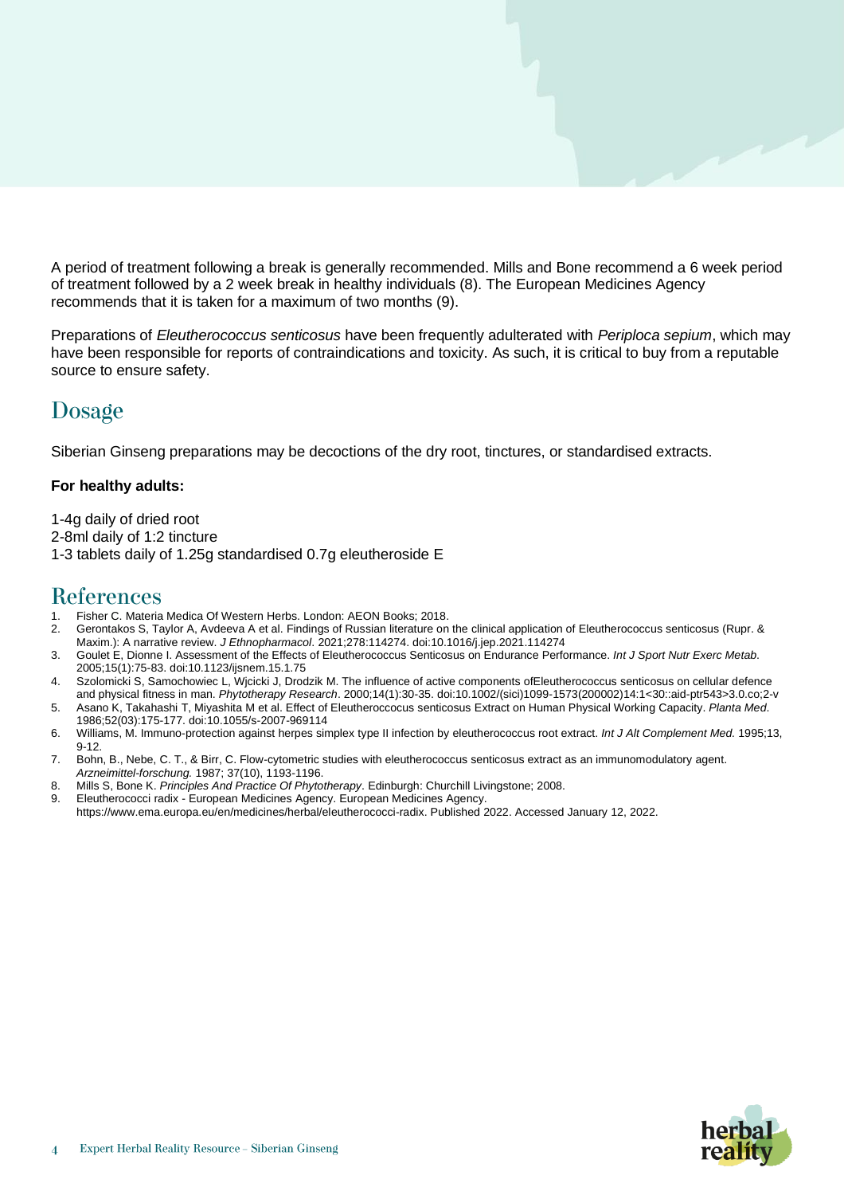A period of treatment following a break is generally recommended. Mills and Bone recommend a 6 week period of treatment followed by a 2 week break in healthy individuals (8). The European Medicines Agency recommends that it is taken for a maximum of two months (9).

Preparations of *Eleutherococcus senticosus* have been frequently adulterated with *Periploca sepium*, which may have been responsible for reports of contraindications and toxicity. As such, it is critical to buy from a reputable source to ensure safety.

## Dosage

Siberian Ginseng preparations may be decoctions of the dry root, tinctures, or standardised extracts.

**For healthy adults:**

1-4g daily of dried root
2-8ml daily of 1:2 tincture
1-3 tablets daily of 1.25g standardised 0.7g eleutheroside E

## References

1. Fisher C. Materia Medica Of Western Herbs. London: AEON Books; 2018.
2. Gerontakos S, Taylor A, Avdeeva A et al. Findings of Russian literature on the clinical application of Eleutherococcus senticosus (Rupr. & Maxim.): A narrative review. *J Ethnopharmacol*. 2021;278:114274. doi:10.1016/j.jep.2021.114274
3. Goulet E, Dionne I. Assessment of the Effects of Eleutherococcus Senticosus on Endurance Performance. *Int J Sport Nutr Exerc Metab*. 2005;15(1):75-83. doi:10.1123/ijsnem.15.1.75
4. Szolomicki S, Samochowiec L, Wjcicki J, Drodzik M. The influence of active components ofEleutherococcus senticosus on cellular defence and physical fitness in man. *Phytotherapy Research*. 2000;14(1):30-35. doi:10.1002/(sici)1099-1573(200002)14:1<30::aid-ptr543>3.0.co;2-v
5. Asano K, Takahashi T, Miyashita M et al. Effect of Eleutherococcus senticosus Extract on Human Physical Working Capacity. *Planta Med*. 1986;52(03):175-177. doi:10.1055/s-2007-969114
6. Williams, M. Immuno-protection against herpes simplex type II infection by eleutherococcus root extract. *Int J Alt Complement Med.* 1995;13, 9-12.
7. Bohn, B., Nebe, C. T., & Birr, C. Flow-cytometric studies with eleutherococcus senticosus extract as an immunomodulatory agent. *Arzneimittel-forschung.* 1987; 37(10), 1193-1196.
8. Mills S, Bone K. *Principles And Practice Of Phytotherapy*. Edinburgh: Churchill Livingstone; 2008.
9. Eleutherococci radix - European Medicines Agency. European Medicines Agency. https://www.ema.europa.eu/en/medicines/herbal/eleutherococci-radix. Published 2022. Accessed January 12, 2022.